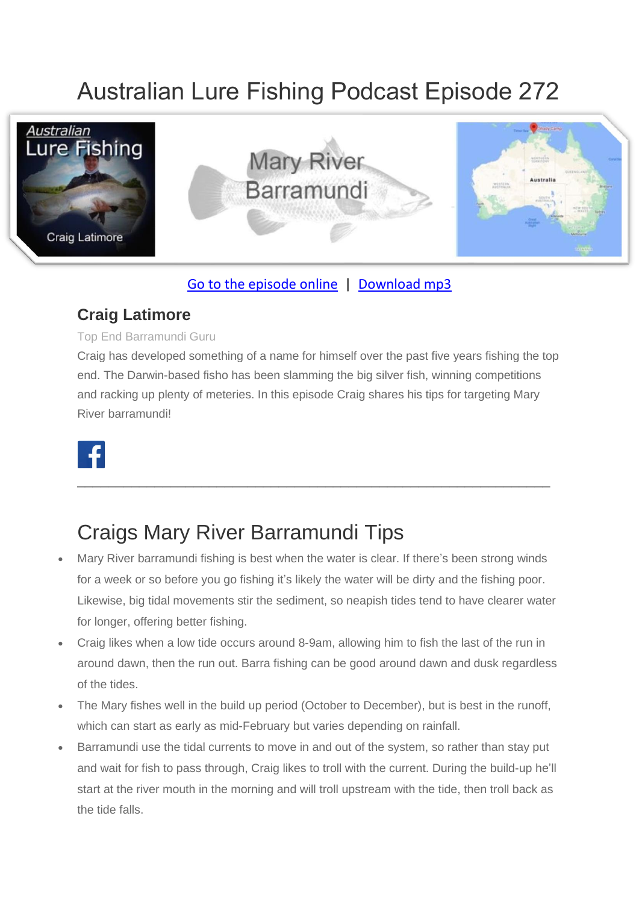# Australian Lure Fishing Podcast Episode 272

Go to the episode online | Download mp3

## Craig Latimore

Top End Barramundi Guru

Craig has developed something of a name for himself over the past five years fishing the top end. The Darwin-based fisho has been slamming the big silver fish, winning competitions and racking up plenty of meteries. In this episode Craig shares his tips for targeting Mary River barramundi!

---

# Craigs Mary River Barramundi Tips

- Mary River barramundi fishing is best when the water is clear. If there's been strong winds for a week or so before you go fishing it's likely the water will be dirty and the fishing poor. Likewise, big tidal movements stir the sediment, so neapish tides tend to have clearer water for longer, offering better fishing.
- Craig likes when a low tide occurs around 8-9am, allowing him to fish the last of the run in around dawn, then the run out. Barra fishing can be good around dawn and dusk regardless of the tides.
- The Mary fishes well in the build up period (October to December), but is best in the runoff, which can start as early as mid-February but varies depending on rainfall.
- Barramundi use the tidal currents to move in and out of the system, so rather than stay put and wait for fish to pass through, Craig likes to troll with the current. During the build-up he'll start at the river mouth in the morning and will troll upstream with the tide, then troll back as the tide falls.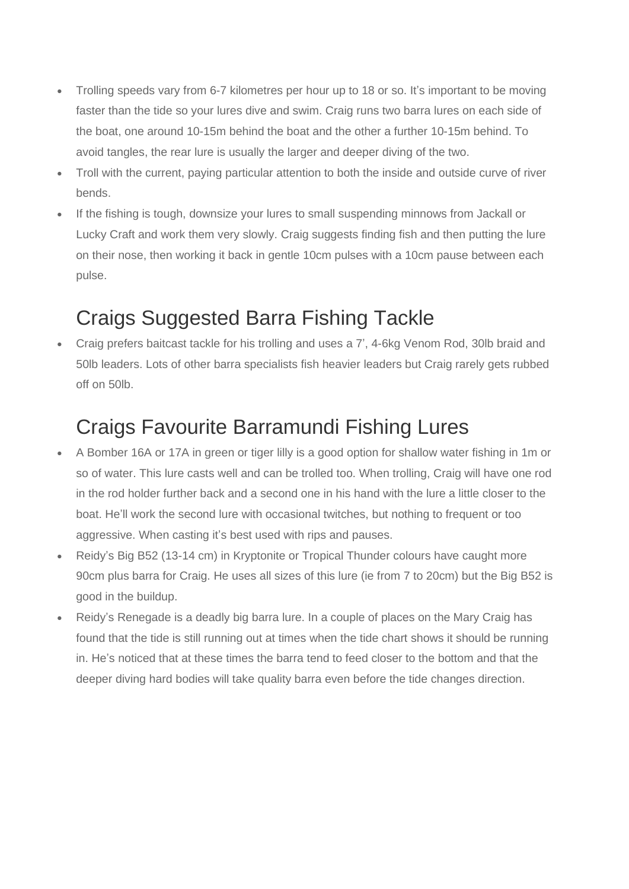- Trolling speeds vary from 6-7 kilometres per hour up to 18 or so. It's important to be moving faster than the tide so your lures dive and swim. Craig runs two barra lures on each side of the boat, one around 10-15m behind the boat and the other a further 10-15m behind. To avoid tangles, the rear lure is usually the larger and deeper diving of the two.
- Troll with the current, paying particular attention to both the inside and outside curve of river bends.
- If the fishing is tough, downsize your lures to small suspending minnows from Jackall or Lucky Craft and work them very slowly. Craig suggests finding fish and then putting the lure on their nose, then working it back in gentle 10cm pulses with a 10cm pause between each pulse.

## Craigs Suggested Barra Fishing Tackle

- Craig prefers baitcast tackle for his trolling and uses a 7', 4-6kg Venom Rod, 30lb braid and 50lb leaders. Lots of other barra specialists fish heavier leaders but Craig rarely gets rubbed off on 50lb.

## Craigs Favourite Barramundi Fishing Lures

- A Bomber 16A or 17A in green or tiger lilly is a good option for shallow water fishing in 1m or so of water. This lure casts well and can be trolled too. When trolling, Craig will have one rod in the rod holder further back and a second one in his hand with the lure a little closer to the boat. He'll work the second lure with occasional twitches, but nothing to frequent or too aggressive. When casting it's best used with rips and pauses.
- Reidy's Big B52 (13-14 cm) in Kryptonite or Tropical Thunder colours have caught more 90cm plus barra for Craig. He uses all sizes of this lure (ie from 7 to 20cm) but the Big B52 is good in the buildup.
- Reidy's Renegade is a deadly big barra lure. In a couple of places on the Mary Craig has found that the tide is still running out at times when the tide chart shows it should be running in. He's noticed that at these times the barra tend to feed closer to the bottom and that the deeper diving hard bodies will take quality barra even before the tide changes direction.